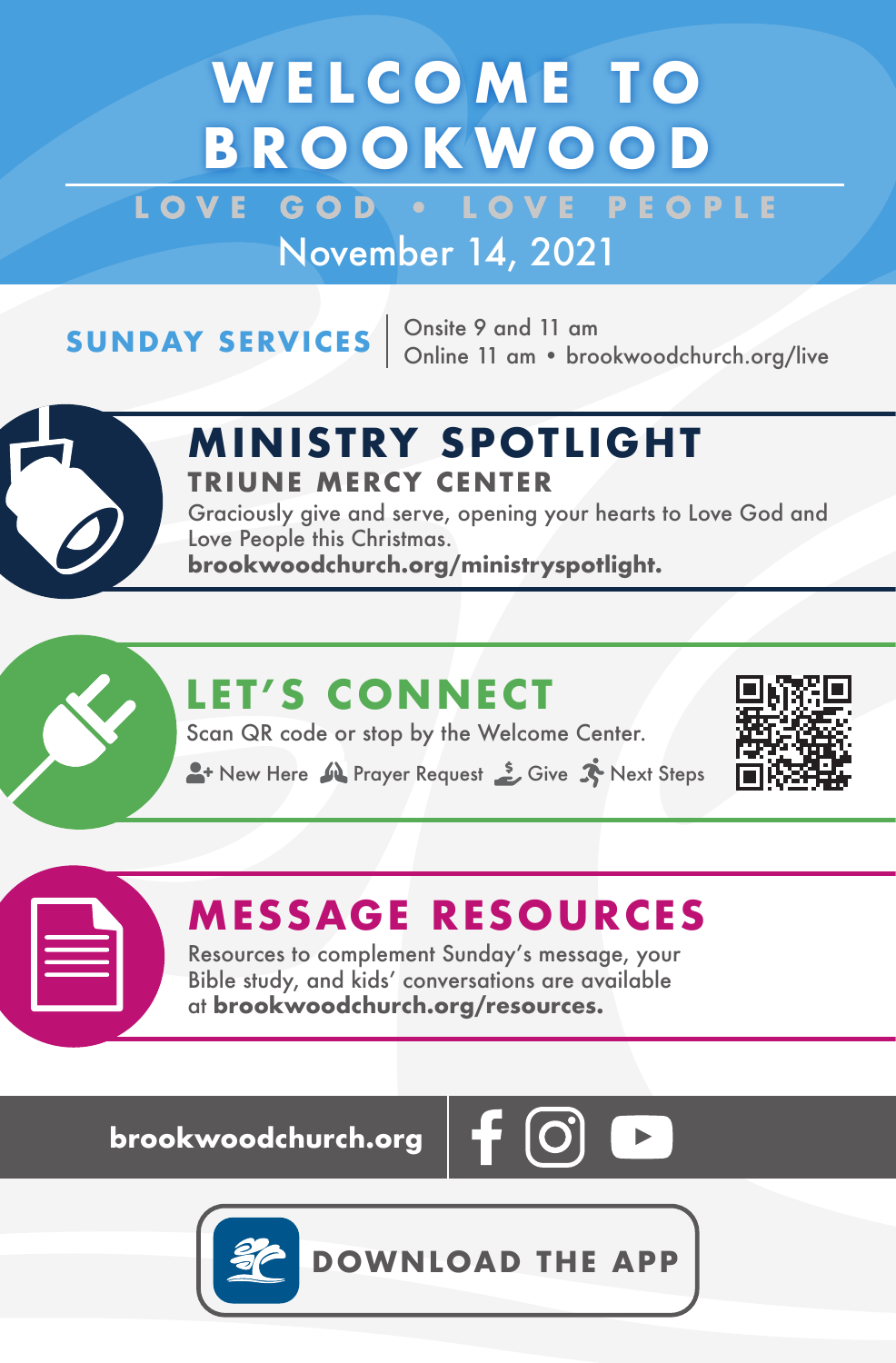# WELCOME TO BROOKWOOD

LOVE GOD • LOVE PEOPLE

November 14, 2021

**SUNDAY SERVICES** | Onsite 9 and 11 am
Online 11 am • brookwoodchurch.org/live

## MINISTRY SPOTLIGHT

### TRIUNE MERCY CENTER

Graciously give and serve, opening your hearts to Love God and Love People this Christmas.
**brookwoodchurch.org/ministryspotlight.**

## LET'S CONNECT

Scan QR code or stop by the Welcome Center.

New Here · Prayer Request · Give · Next Steps

## MESSAGE RESOURCES

Resources to complement Sunday's message, your Bible study, and kids' conversations are available at **brookwoodchurch.org/resources.**

**brookwoodchurch.org**

**DOWNLOAD THE APP**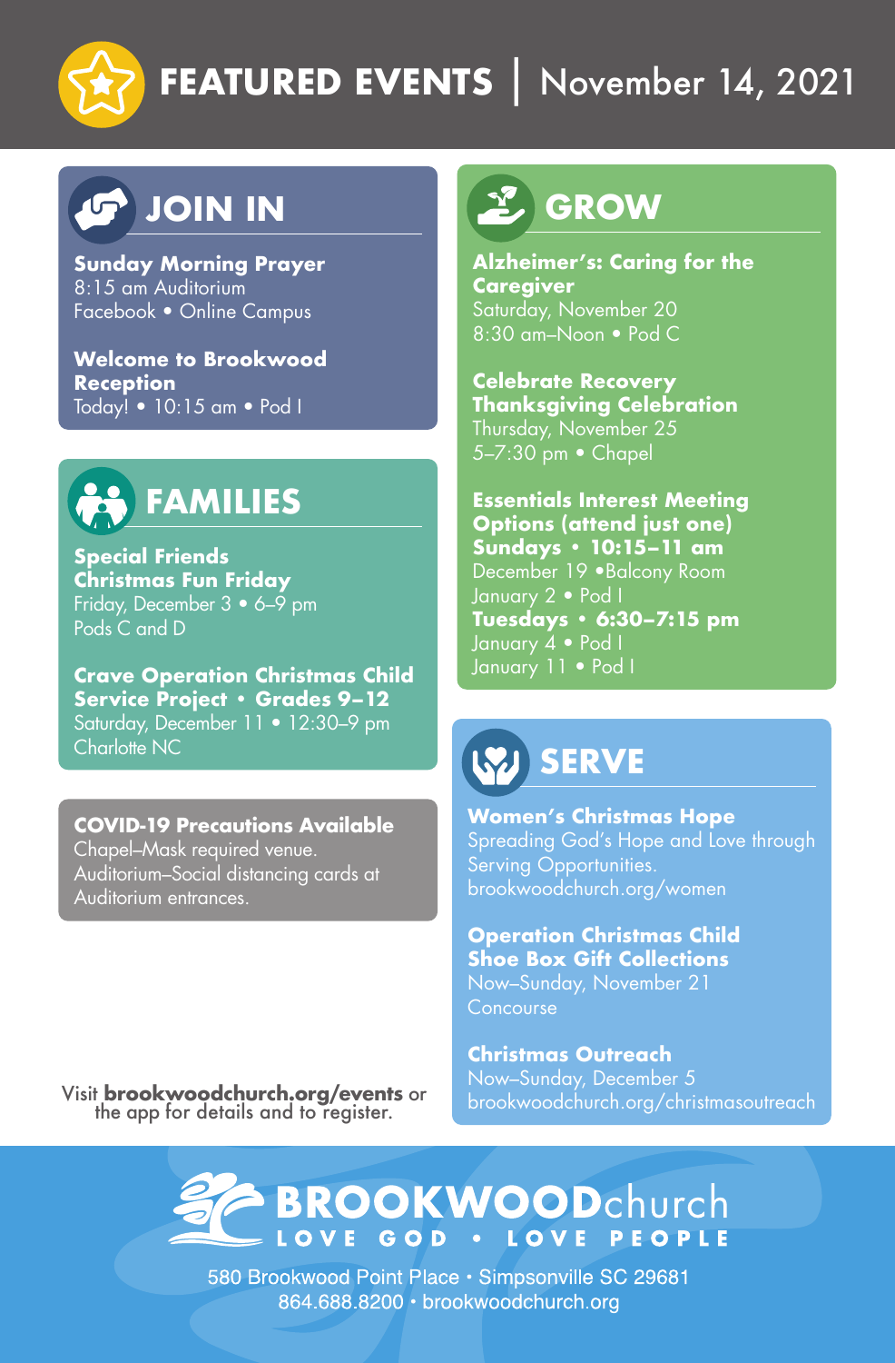# FEATURED EVENTS | November 14, 2021

## JOIN IN

**Sunday Morning Prayer**
8:15 am Auditorium
Facebook • Online Campus

**Welcome to Brookwood Reception**
Today! • 10:15 am • Pod I

## FAMILIES

**Special Friends Christmas Fun Friday**
Friday, December 3 • 6–9 pm
Pods C and D

**Crave Operation Christmas Child Service Project • Grades 9–12**
Saturday, December 11 • 12:30–9 pm
Charlotte NC

**COVID-19 Precautions Available**
Chapel–Mask required venue.
Auditorium–Social distancing cards at Auditorium entrances.

## GROW

**Alzheimer's: Caring for the Caregiver**
Saturday, November 20
8:30 am–Noon • Pod C

**Celebrate Recovery Thanksgiving Celebration**
Thursday, November 25
5–7:30 pm • Chapel

**Essentials Interest Meeting Options (attend just one)**
**Sundays • 10:15–11 am**
December 19 •Balcony Room
January 2 • Pod I
**Tuesdays • 6:30–7:15 pm**
January 4 • Pod I
January 11 • Pod I

## SERVE

**Women's Christmas Hope**
Spreading God's Hope and Love through Serving Opportunities.
brookwoodchurch.org/women

**Operation Christmas Child Shoe Box Gift Collections**
Now–Sunday, November 21
Concourse

**Christmas Outreach**
Now–Sunday, December 5
brookwoodchurch.org/christmasoutreach

Visit **brookwoodchurch.org/events** or the app for details and to register.

**BROOKWOOD**church
LOVE GOD • LOVE PEOPLE

580 Brookwood Point Place • Simpsonville SC 29681
864.688.8200 • brookwoodchurch.org